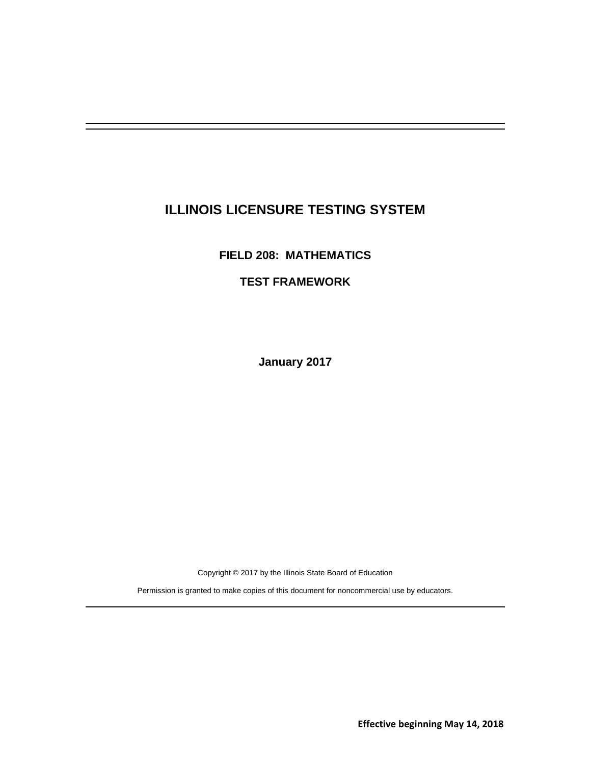# ILLINOIS LICENSURE TESTING SYSTEM

## FIELD 208: MATHEMATICS

## TEST FRAMEWORK

**January 2017**

Copyright © 2017 by the Illinois State Board of Education

Permission is granted to make copies of this document for noncommercial use by educators.

**Effective beginning May 14, 2018**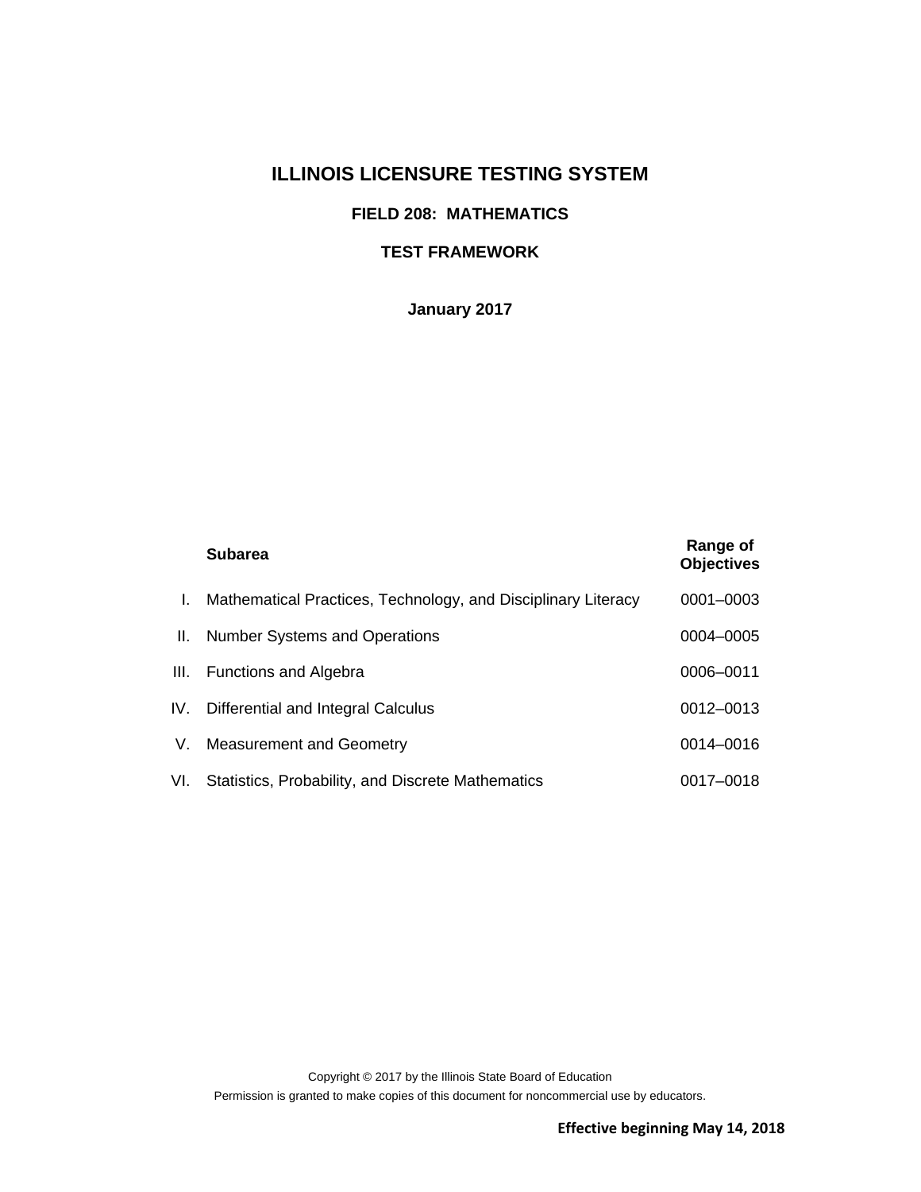# ILLINOIS LICENSURE TESTING SYSTEM

## FIELD 208: MATHEMATICS

## TEST FRAMEWORK

**January 2017**

| | Subarea | Range of Objectives |
|---|---|---|
| I. | Mathematical Practices, Technology, and Disciplinary Literacy | 0001–0003 |
| II. | Number Systems and Operations | 0004–0005 |
| III. | Functions and Algebra | 0006–0011 |
| IV. | Differential and Integral Calculus | 0012–0013 |
| V. | Measurement and Geometry | 0014–0016 |
| VI. | Statistics, Probability, and Discrete Mathematics | 0017–0018 |

Copyright © 2017 by the Illinois State Board of Education

Permission is granted to make copies of this document for noncommercial use by educators.

**Effective beginning May 14, 2018**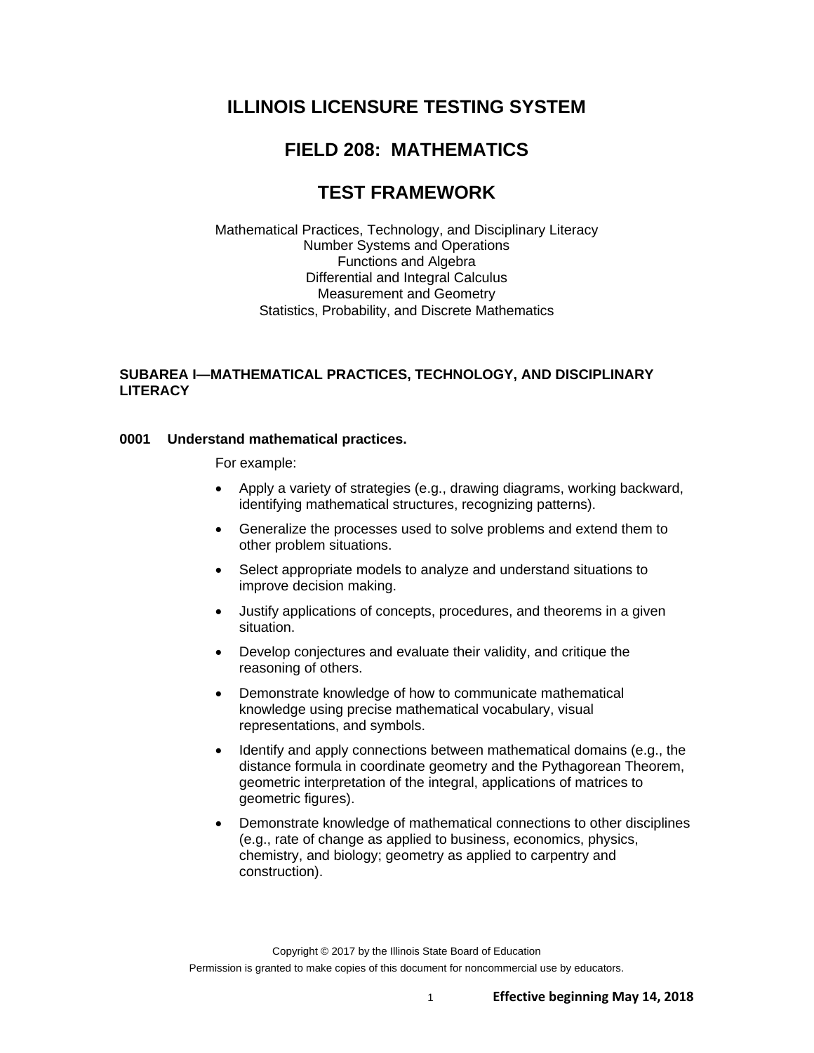# ILLINOIS LICENSURE TESTING SYSTEM

# FIELD 208: MATHEMATICS

# TEST FRAMEWORK

Mathematical Practices, Technology, and Disciplinary Literacy
Number Systems and Operations
Functions and Algebra
Differential and Integral Calculus
Measurement and Geometry
Statistics, Probability, and Discrete Mathematics

## SUBAREA I—MATHEMATICAL PRACTICES, TECHNOLOGY, AND DISCIPLINARY LITERACY

### 0001 Understand mathematical practices.

For example:

- Apply a variety of strategies (e.g., drawing diagrams, working backward, identifying mathematical structures, recognizing patterns).
- Generalize the processes used to solve problems and extend them to other problem situations.
- Select appropriate models to analyze and understand situations to improve decision making.
- Justify applications of concepts, procedures, and theorems in a given situation.
- Develop conjectures and evaluate their validity, and critique the reasoning of others.
- Demonstrate knowledge of how to communicate mathematical knowledge using precise mathematical vocabulary, visual representations, and symbols.
- Identify and apply connections between mathematical domains (e.g., the distance formula in coordinate geometry and the Pythagorean Theorem, geometric interpretation of the integral, applications of matrices to geometric figures).
- Demonstrate knowledge of mathematical connections to other disciplines (e.g., rate of change as applied to business, economics, physics, chemistry, and biology; geometry as applied to carpentry and construction).

Copyright © 2017 by the Illinois State Board of Education
Permission is granted to make copies of this document for noncommercial use by educators.

**Effective beginning May 14, 2018**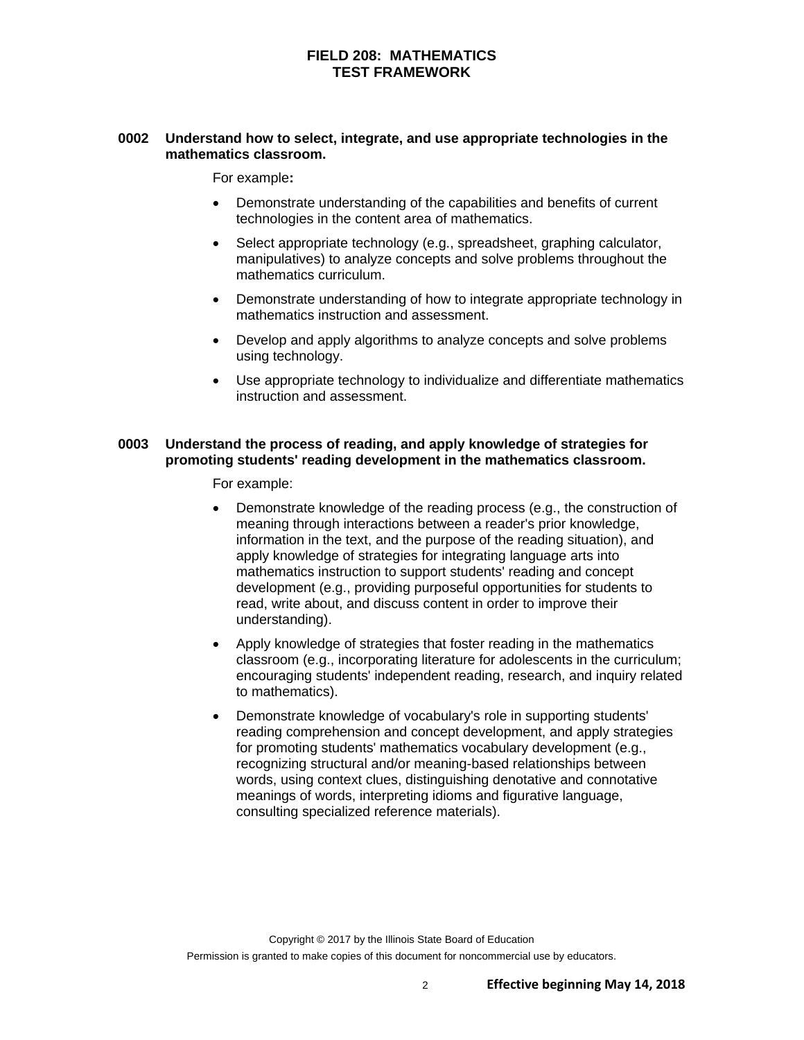**0002 Understand how to select, integrate, and use appropriate technologies in the mathematics classroom.**

For example:

- Demonstrate understanding of the capabilities and benefits of current technologies in the content area of mathematics.
- Select appropriate technology (e.g., spreadsheet, graphing calculator, manipulatives) to analyze concepts and solve problems throughout the mathematics curriculum.
- Demonstrate understanding of how to integrate appropriate technology in mathematics instruction and assessment.
- Develop and apply algorithms to analyze concepts and solve problems using technology.
- Use appropriate technology to individualize and differentiate mathematics instruction and assessment.

**0003 Understand the process of reading, and apply knowledge of strategies for promoting students' reading development in the mathematics classroom.**

For example:

- Demonstrate knowledge of the reading process (e.g., the construction of meaning through interactions between a reader's prior knowledge, information in the text, and the purpose of the reading situation), and apply knowledge of strategies for integrating language arts into mathematics instruction to support students' reading and concept development (e.g., providing purposeful opportunities for students to read, write about, and discuss content in order to improve their understanding).
- Apply knowledge of strategies that foster reading in the mathematics classroom (e.g., incorporating literature for adolescents in the curriculum; encouraging students' independent reading, research, and inquiry related to mathematics).
- Demonstrate knowledge of vocabulary's role in supporting students' reading comprehension and concept development, and apply strategies for promoting students' mathematics vocabulary development (e.g., recognizing structural and/or meaning-based relationships between words, using context clues, distinguishing denotative and connotative meanings of words, interpreting idioms and figurative language, consulting specialized reference materials).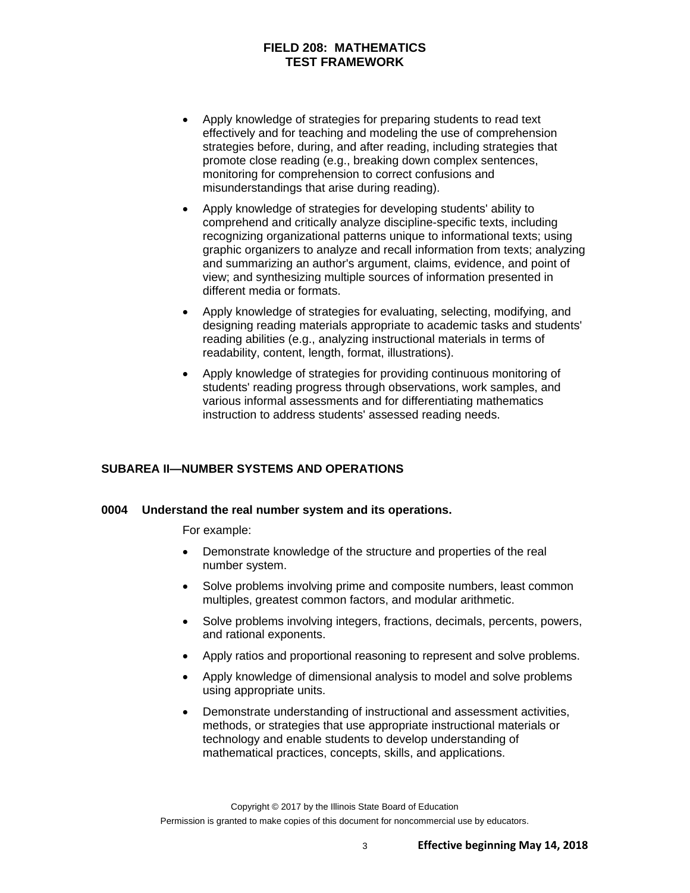- Apply knowledge of strategies for preparing students to read text effectively and for teaching and modeling the use of comprehension strategies before, during, and after reading, including strategies that promote close reading (e.g., breaking down complex sentences, monitoring for comprehension to correct confusions and misunderstandings that arise during reading).
- Apply knowledge of strategies for developing students' ability to comprehend and critically analyze discipline-specific texts, including recognizing organizational patterns unique to informational texts; using graphic organizers to analyze and recall information from texts; analyzing and summarizing an author's argument, claims, evidence, and point of view; and synthesizing multiple sources of information presented in different media or formats.
- Apply knowledge of strategies for evaluating, selecting, modifying, and designing reading materials appropriate to academic tasks and students' reading abilities (e.g., analyzing instructional materials in terms of readability, content, length, format, illustrations).
- Apply knowledge of strategies for providing continuous monitoring of students' reading progress through observations, work samples, and various informal assessments and for differentiating mathematics instruction to address students' assessed reading needs.

## SUBAREA II—NUMBER SYSTEMS AND OPERATIONS

### 0004 Understand the real number system and its operations.

For example:

- Demonstrate knowledge of the structure and properties of the real number system.
- Solve problems involving prime and composite numbers, least common multiples, greatest common factors, and modular arithmetic.
- Solve problems involving integers, fractions, decimals, percents, powers, and rational exponents.
- Apply ratios and proportional reasoning to represent and solve problems.
- Apply knowledge of dimensional analysis to model and solve problems using appropriate units.
- Demonstrate understanding of instructional and assessment activities, methods, or strategies that use appropriate instructional materials or technology and enable students to develop understanding of mathematical practices, concepts, skills, and applications.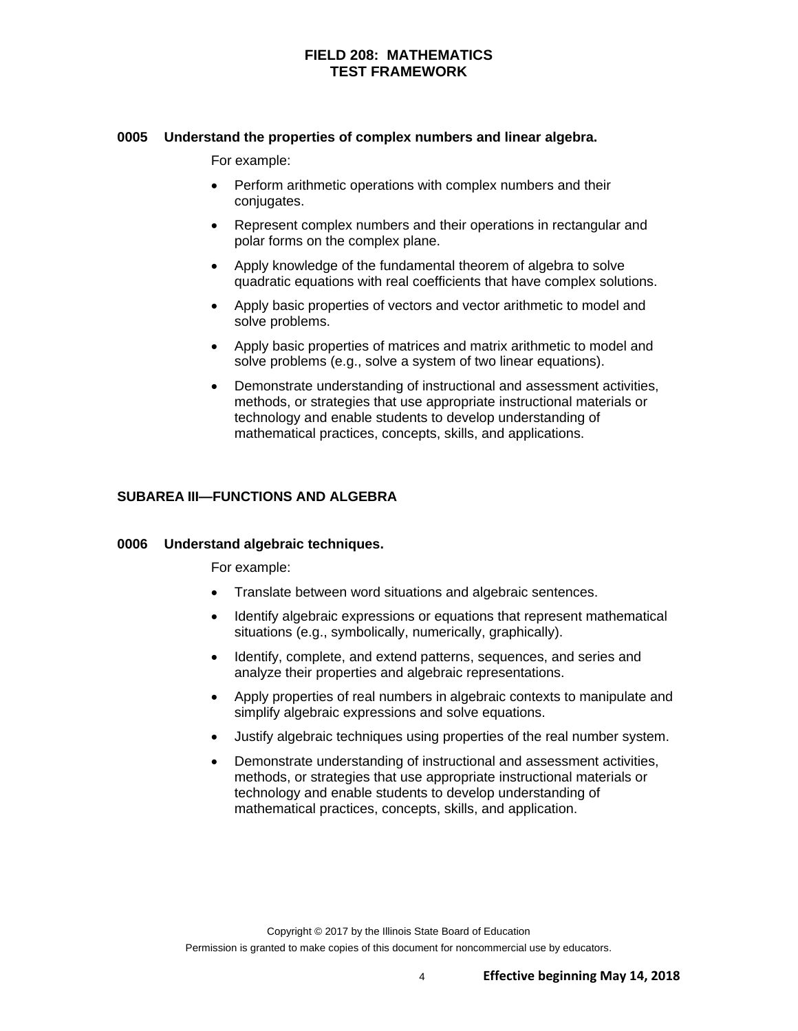**0005 Understand the properties of complex numbers and linear algebra.**

For example:

- Perform arithmetic operations with complex numbers and their conjugates.
- Represent complex numbers and their operations in rectangular and polar forms on the complex plane.
- Apply knowledge of the fundamental theorem of algebra to solve quadratic equations with real coefficients that have complex solutions.
- Apply basic properties of vectors and vector arithmetic to model and solve problems.
- Apply basic properties of matrices and matrix arithmetic to model and solve problems (e.g., solve a system of two linear equations).
- Demonstrate understanding of instructional and assessment activities, methods, or strategies that use appropriate instructional materials or technology and enable students to develop understanding of mathematical practices, concepts, skills, and applications.

## SUBAREA III—FUNCTIONS AND ALGEBRA

**0006 Understand algebraic techniques.**

For example:

- Translate between word situations and algebraic sentences.
- Identify algebraic expressions or equations that represent mathematical situations (e.g., symbolically, numerically, graphically).
- Identify, complete, and extend patterns, sequences, and series and analyze their properties and algebraic representations.
- Apply properties of real numbers in algebraic contexts to manipulate and simplify algebraic expressions and solve equations.
- Justify algebraic techniques using properties of the real number system.
- Demonstrate understanding of instructional and assessment activities, methods, or strategies that use appropriate instructional materials or technology and enable students to develop understanding of mathematical practices, concepts, skills, and application.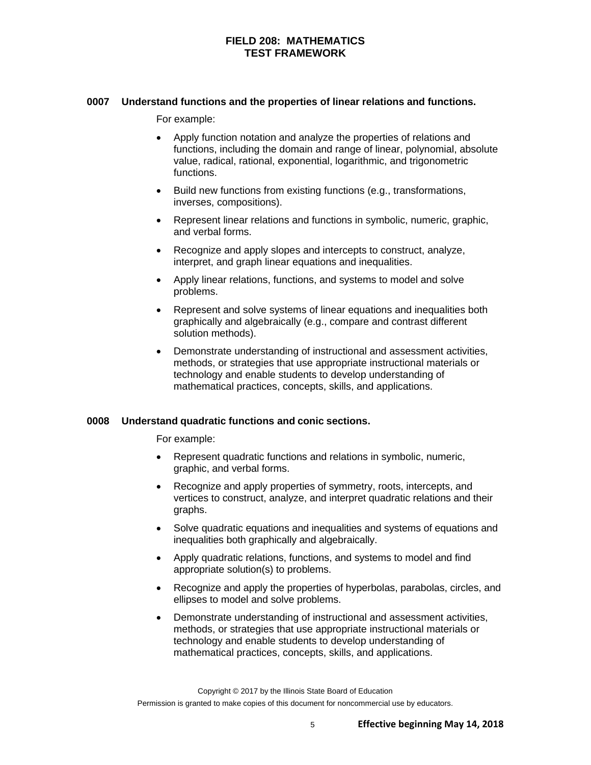### 0007 Understand functions and the properties of linear relations and functions.

For example:

- Apply function notation and analyze the properties of relations and functions, including the domain and range of linear, polynomial, absolute value, radical, rational, exponential, logarithmic, and trigonometric functions.
- Build new functions from existing functions (e.g., transformations, inverses, compositions).
- Represent linear relations and functions in symbolic, numeric, graphic, and verbal forms.
- Recognize and apply slopes and intercepts to construct, analyze, interpret, and graph linear equations and inequalities.
- Apply linear relations, functions, and systems to model and solve problems.
- Represent and solve systems of linear equations and inequalities both graphically and algebraically (e.g., compare and contrast different solution methods).
- Demonstrate understanding of instructional and assessment activities, methods, or strategies that use appropriate instructional materials or technology and enable students to develop understanding of mathematical practices, concepts, skills, and applications.

### 0008 Understand quadratic functions and conic sections.

For example:

- Represent quadratic functions and relations in symbolic, numeric, graphic, and verbal forms.
- Recognize and apply properties of symmetry, roots, intercepts, and vertices to construct, analyze, and interpret quadratic relations and their graphs.
- Solve quadratic equations and inequalities and systems of equations and inequalities both graphically and algebraically.
- Apply quadratic relations, functions, and systems to model and find appropriate solution(s) to problems.
- Recognize and apply the properties of hyperbolas, parabolas, circles, and ellipses to model and solve problems.
- Demonstrate understanding of instructional and assessment activities, methods, or strategies that use appropriate instructional materials or technology and enable students to develop understanding of mathematical practices, concepts, skills, and applications.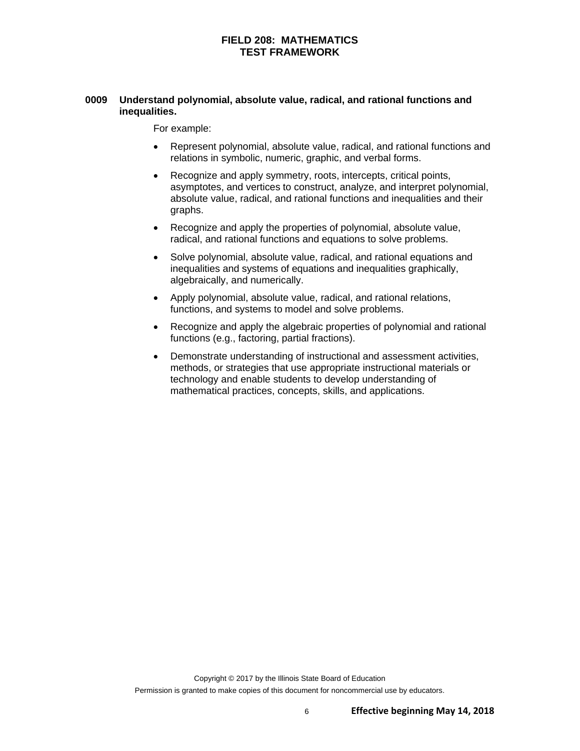**0009 Understand polynomial, absolute value, radical, and rational functions and inequalities.**

For example:

- Represent polynomial, absolute value, radical, and rational functions and relations in symbolic, numeric, graphic, and verbal forms.
- Recognize and apply symmetry, roots, intercepts, critical points, asymptotes, and vertices to construct, analyze, and interpret polynomial, absolute value, radical, and rational functions and inequalities and their graphs.
- Recognize and apply the properties of polynomial, absolute value, radical, and rational functions and equations to solve problems.
- Solve polynomial, absolute value, radical, and rational equations and inequalities and systems of equations and inequalities graphically, algebraically, and numerically.
- Apply polynomial, absolute value, radical, and rational relations, functions, and systems to model and solve problems.
- Recognize and apply the algebraic properties of polynomial and rational functions (e.g., factoring, partial fractions).
- Demonstrate understanding of instructional and assessment activities, methods, or strategies that use appropriate instructional materials or technology and enable students to develop understanding of mathematical practices, concepts, skills, and applications.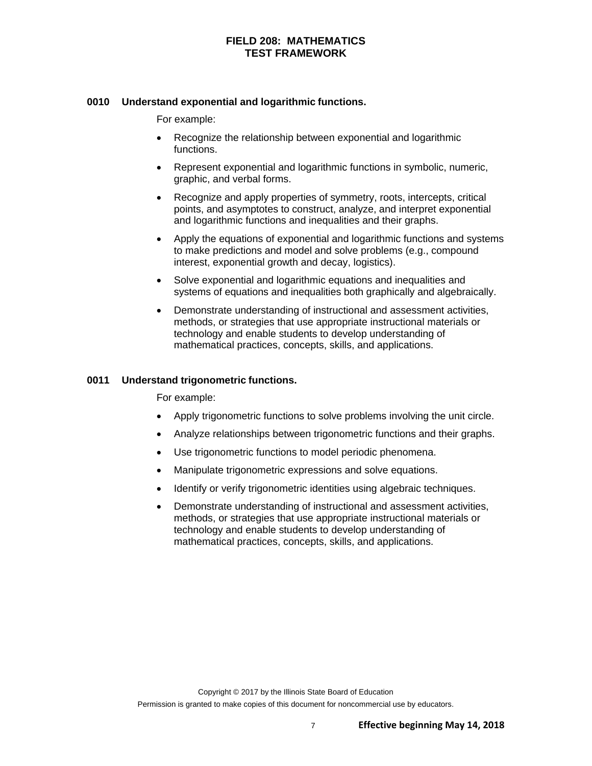### 0010 Understand exponential and logarithmic functions.

For example:

- Recognize the relationship between exponential and logarithmic functions.
- Represent exponential and logarithmic functions in symbolic, numeric, graphic, and verbal forms.
- Recognize and apply properties of symmetry, roots, intercepts, critical points, and asymptotes to construct, analyze, and interpret exponential and logarithmic functions and inequalities and their graphs.
- Apply the equations of exponential and logarithmic functions and systems to make predictions and model and solve problems (e.g., compound interest, exponential growth and decay, logistics).
- Solve exponential and logarithmic equations and inequalities and systems of equations and inequalities both graphically and algebraically.
- Demonstrate understanding of instructional and assessment activities, methods, or strategies that use appropriate instructional materials or technology and enable students to develop understanding of mathematical practices, concepts, skills, and applications.

### 0011 Understand trigonometric functions.

For example:

- Apply trigonometric functions to solve problems involving the unit circle.
- Analyze relationships between trigonometric functions and their graphs.
- Use trigonometric functions to model periodic phenomena.
- Manipulate trigonometric expressions and solve equations.
- Identify or verify trigonometric identities using algebraic techniques.
- Demonstrate understanding of instructional and assessment activities, methods, or strategies that use appropriate instructional materials or technology and enable students to develop understanding of mathematical practices, concepts, skills, and applications.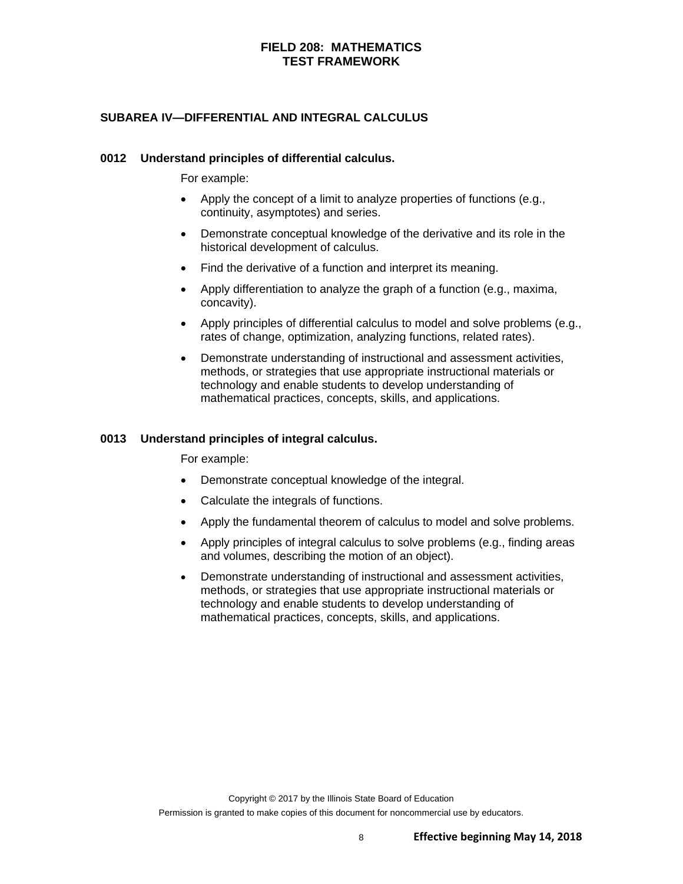## SUBAREA IV—DIFFERENTIAL AND INTEGRAL CALCULUS

### 0012 Understand principles of differential calculus.

For example:

- Apply the concept of a limit to analyze properties of functions (e.g., continuity, asymptotes) and series.
- Demonstrate conceptual knowledge of the derivative and its role in the historical development of calculus.
- Find the derivative of a function and interpret its meaning.
- Apply differentiation to analyze the graph of a function (e.g., maxima, concavity).
- Apply principles of differential calculus to model and solve problems (e.g., rates of change, optimization, analyzing functions, related rates).
- Demonstrate understanding of instructional and assessment activities, methods, or strategies that use appropriate instructional materials or technology and enable students to develop understanding of mathematical practices, concepts, skills, and applications.

### 0013 Understand principles of integral calculus.

For example:

- Demonstrate conceptual knowledge of the integral.
- Calculate the integrals of functions.
- Apply the fundamental theorem of calculus to model and solve problems.
- Apply principles of integral calculus to solve problems (e.g., finding areas and volumes, describing the motion of an object).
- Demonstrate understanding of instructional and assessment activities, methods, or strategies that use appropriate instructional materials or technology and enable students to develop understanding of mathematical practices, concepts, skills, and applications.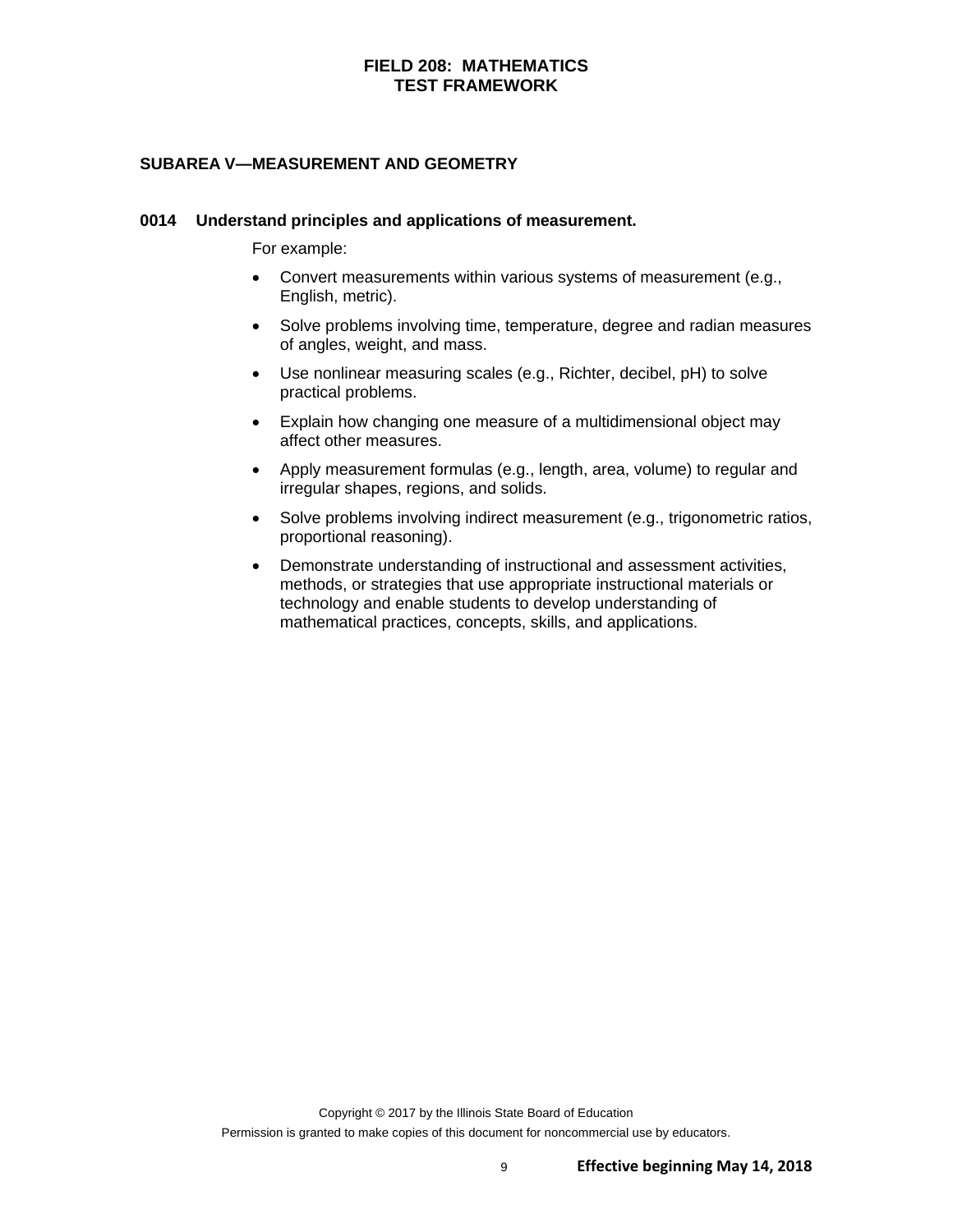## SUBAREA V—MEASUREMENT AND GEOMETRY

### 0014 Understand principles and applications of measurement.

For example:

- Convert measurements within various systems of measurement (e.g., English, metric).
- Solve problems involving time, temperature, degree and radian measures of angles, weight, and mass.
- Use nonlinear measuring scales (e.g., Richter, decibel, pH) to solve practical problems.
- Explain how changing one measure of a multidimensional object may affect other measures.
- Apply measurement formulas (e.g., length, area, volume) to regular and irregular shapes, regions, and solids.
- Solve problems involving indirect measurement (e.g., trigonometric ratios, proportional reasoning).
- Demonstrate understanding of instructional and assessment activities, methods, or strategies that use appropriate instructional materials or technology and enable students to develop understanding of mathematical practices, concepts, skills, and applications.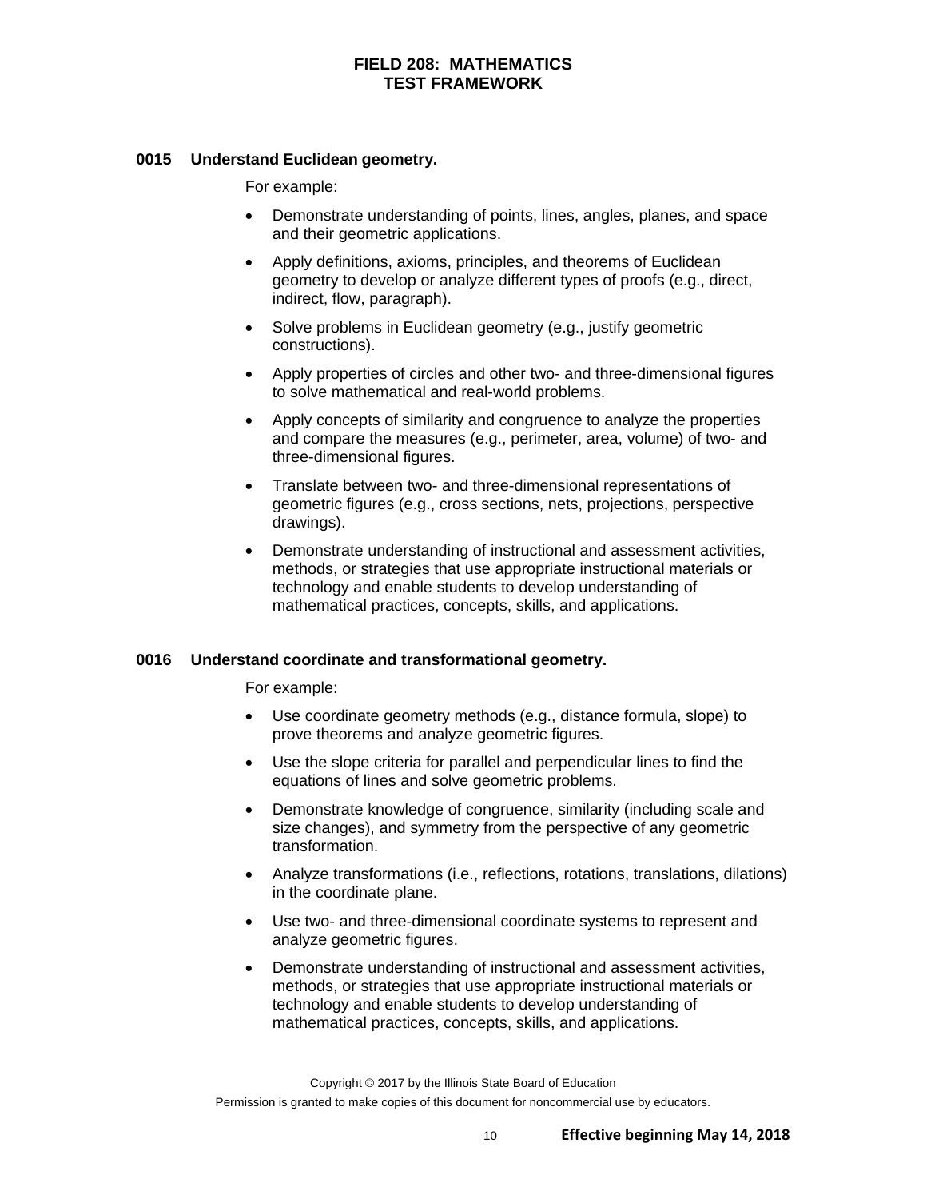**0015 Understand Euclidean geometry.**

For example:

- Demonstrate understanding of points, lines, angles, planes, and space and their geometric applications.
- Apply definitions, axioms, principles, and theorems of Euclidean geometry to develop or analyze different types of proofs (e.g., direct, indirect, flow, paragraph).
- Solve problems in Euclidean geometry (e.g., justify geometric constructions).
- Apply properties of circles and other two- and three-dimensional figures to solve mathematical and real-world problems.
- Apply concepts of similarity and congruence to analyze the properties and compare the measures (e.g., perimeter, area, volume) of two- and three-dimensional figures.
- Translate between two- and three-dimensional representations of geometric figures (e.g., cross sections, nets, projections, perspective drawings).
- Demonstrate understanding of instructional and assessment activities, methods, or strategies that use appropriate instructional materials or technology and enable students to develop understanding of mathematical practices, concepts, skills, and applications.

**0016 Understand coordinate and transformational geometry.**

For example:

- Use coordinate geometry methods (e.g., distance formula, slope) to prove theorems and analyze geometric figures.
- Use the slope criteria for parallel and perpendicular lines to find the equations of lines and solve geometric problems.
- Demonstrate knowledge of congruence, similarity (including scale and size changes), and symmetry from the perspective of any geometric transformation.
- Analyze transformations (i.e., reflections, rotations, translations, dilations) in the coordinate plane.
- Use two- and three-dimensional coordinate systems to represent and analyze geometric figures.
- Demonstrate understanding of instructional and assessment activities, methods, or strategies that use appropriate instructional materials or technology and enable students to develop understanding of mathematical practices, concepts, skills, and applications.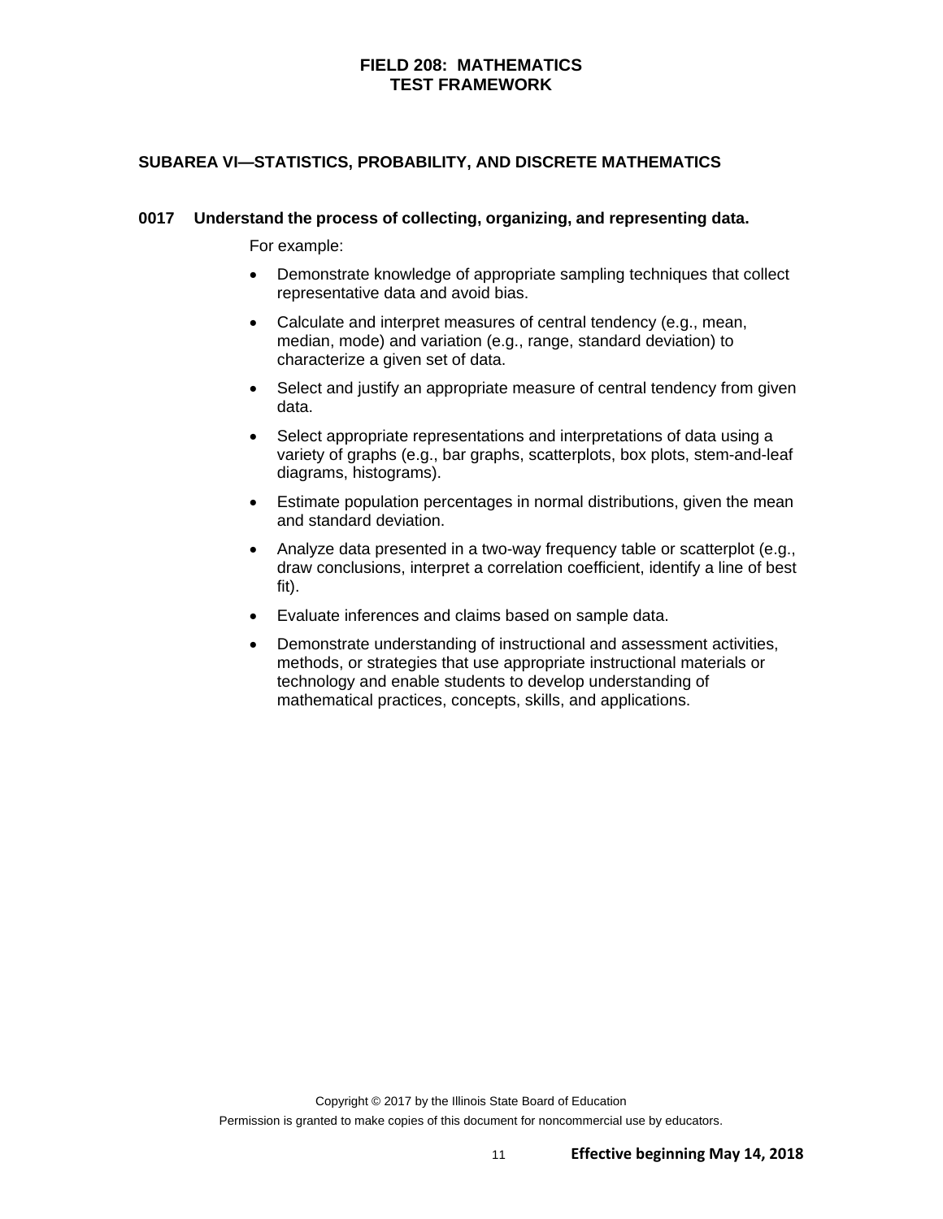## SUBAREA VI—STATISTICS, PROBABILITY, AND DISCRETE MATHEMATICS

### 0017 Understand the process of collecting, organizing, and representing data.

For example:

- Demonstrate knowledge of appropriate sampling techniques that collect representative data and avoid bias.
- Calculate and interpret measures of central tendency (e.g., mean, median, mode) and variation (e.g., range, standard deviation) to characterize a given set of data.
- Select and justify an appropriate measure of central tendency from given data.
- Select appropriate representations and interpretations of data using a variety of graphs (e.g., bar graphs, scatterplots, box plots, stem-and-leaf diagrams, histograms).
- Estimate population percentages in normal distributions, given the mean and standard deviation.
- Analyze data presented in a two-way frequency table or scatterplot (e.g., draw conclusions, interpret a correlation coefficient, identify a line of best fit).
- Evaluate inferences and claims based on sample data.
- Demonstrate understanding of instructional and assessment activities, methods, or strategies that use appropriate instructional materials or technology and enable students to develop understanding of mathematical practices, concepts, skills, and applications.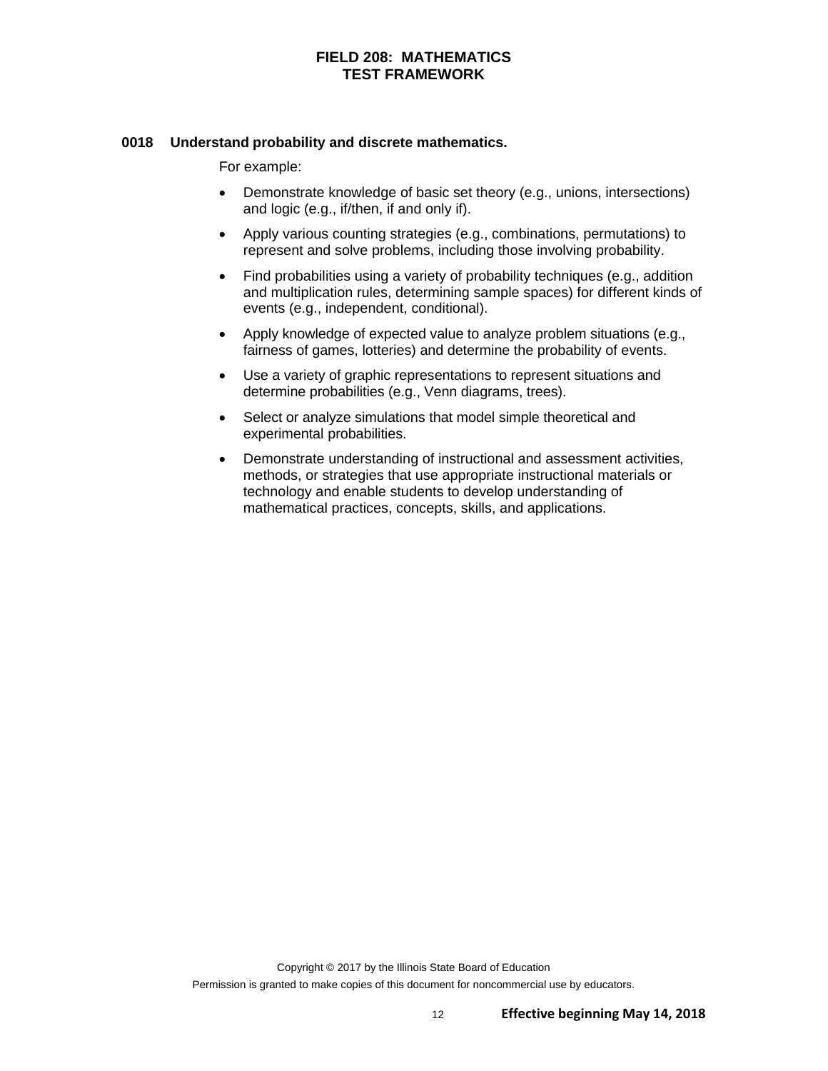**0018 Understand probability and discrete mathematics.**

For example:

- Demonstrate knowledge of basic set theory (e.g., unions, intersections) and logic (e.g., if/then, if and only if).
- Apply various counting strategies (e.g., combinations, permutations) to represent and solve problems, including those involving probability.
- Find probabilities using a variety of probability techniques (e.g., addition and multiplication rules, determining sample spaces) for different kinds of events (e.g., independent, conditional).
- Apply knowledge of expected value to analyze problem situations (e.g., fairness of games, lotteries) and determine the probability of events.
- Use a variety of graphic representations to represent situations and determine probabilities (e.g., Venn diagrams, trees).
- Select or analyze simulations that model simple theoretical and experimental probabilities.
- Demonstrate understanding of instructional and assessment activities, methods, or strategies that use appropriate instructional materials or technology and enable students to develop understanding of mathematical practices, concepts, skills, and applications.